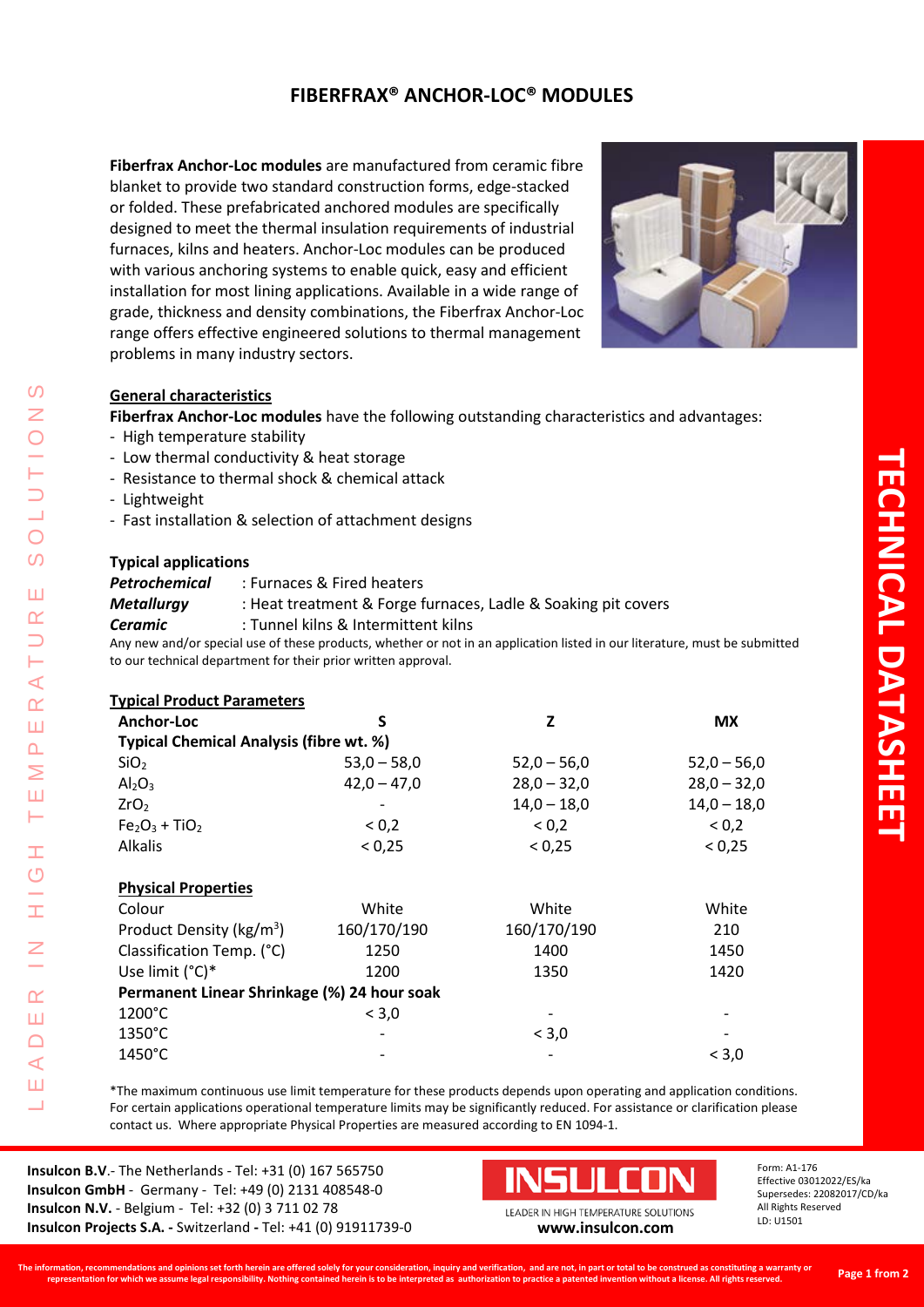# FIBERFRAX® ANCHOR-LOC® MODULES

**Fiberfrax Anchor-Loc modules** are manufactured from ceramic fibre blanket to provide two standard construction forms, edge-stacked or folded. These prefabricated anchored modules are specifically designed to meet the thermal insulation requirements of industrial furnaces, kilns and heaters. Anchor-Loc modules can be produced with various anchoring systems to enable quick, easy and efficient installation for most lining applications. Available in a wide range of grade, thickness and density combinations, the Fiberfrax Anchor-Loc range offers effective engineered solutions to thermal management problems in many industry sectors.

## General characteristics

**Fiberfrax Anchor-Loc modules** have the following outstanding characteristics and advantages:

- High temperature stability
- Low thermal conductivity & heat storage
- Resistance to thermal shock & chemical attack
- Lightweight
- Fast installation & selection of attachment designs

### Typical applications

***Petrochemical*** : Furnaces & Fired heaters
***Metallurgy*** : Heat treatment & Forge furnaces, Ladle & Soaking pit covers
***Ceramic*** : Tunnel kilns & Intermittent kilns

Any new and/or special use of these products, whether or not in an application listed in our literature, must be submitted to our technical department for their prior written approval.

## Typical Product Parameters

| Anchor-Loc | S | Z | MX |
|---|---|---|---|
| **Typical Chemical Analysis (fibre wt. %)** | | | |
| $SiO_2$ | 53,0 – 58,0 | 52,0 – 56,0 | 52,0 – 56,0 |
| $Al_2O_3$ | 42,0 – 47,0 | 28,0 – 32,0 | 28,0 – 32,0 |
| $ZrO_2$ | - | 14,0 – 18,0 | 14,0 – 18,0 |
| $Fe_2O_3 + TiO_2$ | < 0,2 | < 0,2 | < 0,2 |
| Alkalis | < 0,25 | < 0,25 | < 0,25 |
| **Physical Properties** | | | |
| Colour | White | White | White |
| Product Density (kg/m$^3$) | 160/170/190 | 160/170/190 | 210 |
| Classification Temp. (°C) | 1250 | 1400 | 1450 |
| Use limit (°C)* | 1200 | 1350 | 1420 |
| **Permanent Linear Shrinkage (%) 24 hour soak** | | | |
| 1200°C | < 3,0 | - | - |
| 1350°C | - | < 3,0 | - |
| 1450°C | - | - | < 3,0 |

*The maximum continuous use limit temperature for these products depends upon operating and application conditions. For certain applications operational temperature limits may be significantly reduced. For assistance or clarification please contact us. Where appropriate Physical Properties are measured according to EN 1094-1.

**Insulcon B.V**.- The Netherlands - Tel: +31 (0) 167 565750
**Insulcon GmbH** - Germany - Tel: +49 (0) 2131 408548-0
**Insulcon N.V.** - Belgium - Tel: +32 (0) 3 711 02 78
**Insulcon Projects S.A. -** Switzerland **-** Tel: +41 (0) 91911739-0

INSULCON
LEADER IN HIGH TEMPERATURE SOLUTIONS
**www.insulcon.com**

Form: A1-176
Effective 03012022/ES/ka
Supersedes: 22082017/CD/ka
All Rights Reserved
LD: U1501

**The information, recommendations and opinions set forth herein are offered solely for your consideration, inquiry and verification, and are not, in part or total to be construed as constituting a warranty or representation for which we assume legal responsibility. Nothing contained herein is to be interpreted as authorization to practice a patented invention without a license. All rights reserved.**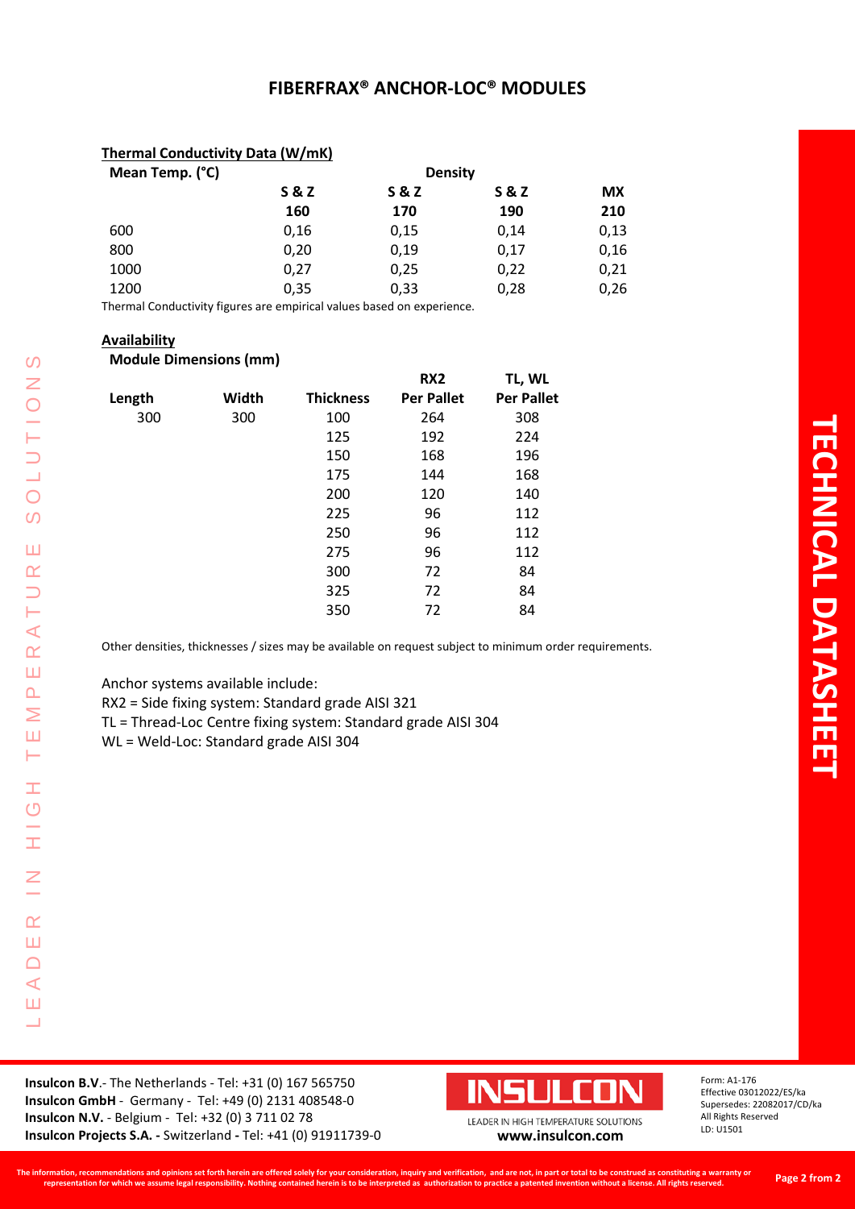# FIBERFRAX® ANCHOR-LOC® MODULES

**Thermal Conductivity Data (W/mK)**

| Mean Temp. (°C) | Density | | | |
|---|---|---|---|---|
| | S & Z | S & Z | S & Z | MX |
| | 160 | 170 | 190 | 210 |
| 600 | 0,16 | 0,15 | 0,14 | 0,13 |
| 800 | 0,20 | 0,19 | 0,17 | 0,16 |
| 1000 | 0,27 | 0,25 | 0,22 | 0,21 |
| 1200 | 0,35 | 0,33 | 0,28 | 0,26 |

Thermal Conductivity figures are empirical values based on experience.

**Availability**

**Module Dimensions (mm)**

| Length | Width | Thickness | RX2 Per Pallet | TL, WL Per Pallet |
|---|---|---|---|---|
| 300 | 300 | 100 | 264 | 308 |
| | | 125 | 192 | 224 |
| | | 150 | 168 | 196 |
| | | 175 | 144 | 168 |
| | | 200 | 120 | 140 |
| | | 225 | 96 | 112 |
| | | 250 | 96 | 112 |
| | | 275 | 96 | 112 |
| | | 300 | 72 | 84 |
| | | 325 | 72 | 84 |
| | | 350 | 72 | 84 |

Other densities, thicknesses / sizes may be available on request subject to minimum order requirements.

Anchor systems available include:

RX2 = Side fixing system: Standard grade AISI 321

TL = Thread-Loc Centre fixing system: Standard grade AISI 304

WL = Weld-Loc: Standard grade AISI 304

**Insulcon B.V**.- The Netherlands - Tel: +31 (0) 167 565750
**Insulcon GmbH** - Germany - Tel: +49 (0) 2131 408548-0
**Insulcon N.V.** - Belgium - Tel: +32 (0) 3 711 02 78
**Insulcon Projects S.A. -** Switzerland **-** Tel: +41 (0) 91911739-0

LEADER IN HIGH TEMPERATURE SOLUTIONS
**www.insulcon.com**

Form: A1-176
Effective 03012022/ES/ka
Supersedes: 22082017/CD/ka
All Rights Reserved
LD: U1501

**The information, recommendations and opinions set forth herein are offered solely for your consideration, inquiry and verification, and are not, in part or total to be construed as constituting a warranty or representation for which we assume legal responsibility. Nothing contained herein is to be interpreted as authorization to practice a patented invention without a license. All rights reserved.**